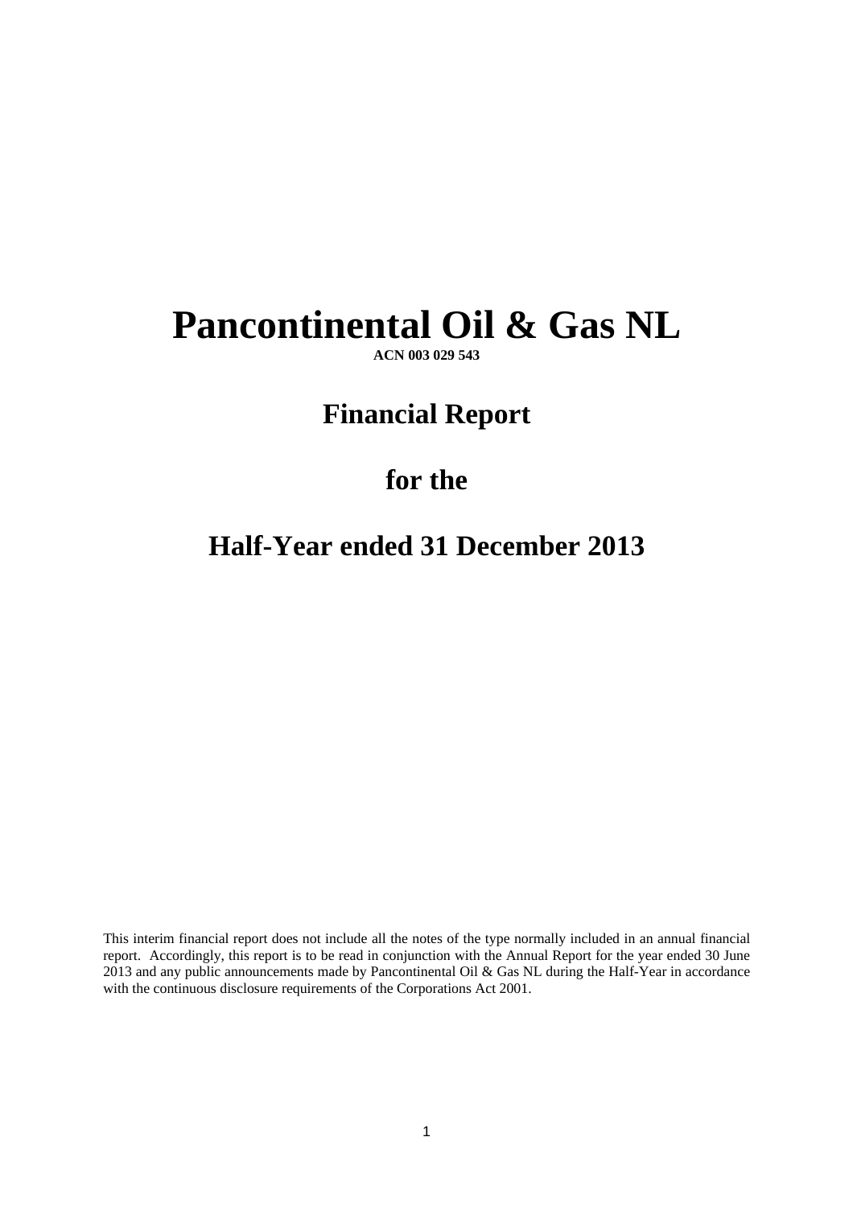# Pancontinental Oil & Gas NL

**ACN 003 029 543**

## Financial Report

## for the

## Half-Year ended 31 December 2013

This interim financial report does not include all the notes of the type normally included in an annual financial report. Accordingly, this report is to be read in conjunction with the Annual Report for the year ended 30 June 2013 and any public announcements made by Pancontinental Oil & Gas NL during the Half-Year in accordance with the continuous disclosure requirements of the Corporations Act 2001.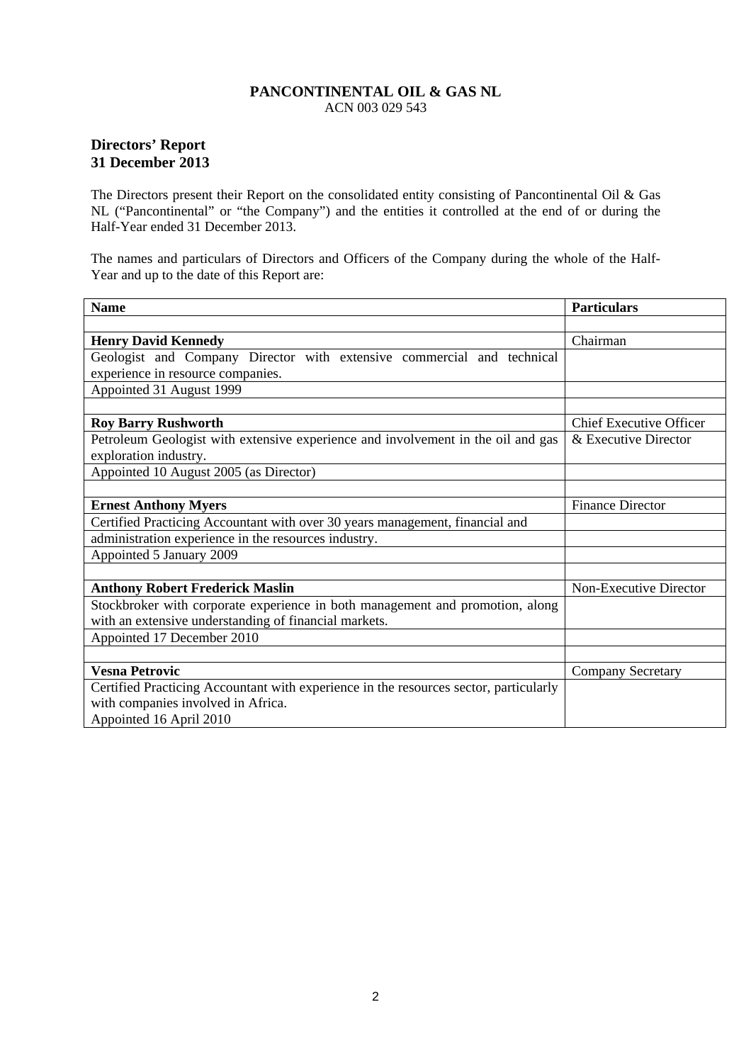**PANCONTINENTAL OIL & GAS NL**
ACN 003 029 543

## Directors' Report
## 31 December 2013

The Directors present their Report on the consolidated entity consisting of Pancontinental Oil & Gas NL ("Pancontinental" or "the Company") and the entities it controlled at the end of or during the Half-Year ended 31 December 2013.

The names and particulars of Directors and Officers of the Company during the whole of the Half-Year and up to the date of this Report are:

| Name | Particulars |
|---|---|
| | |
| **Henry David Kennedy** | Chairman |
| Geologist and Company Director with extensive commercial and technical experience in resource companies. | |
| Appointed 31 August 1999 | |
| | |
| **Roy Barry Rushworth** | Chief Executive Officer |
| Petroleum Geologist with extensive experience and involvement in the oil and gas exploration industry. | & Executive Director |
| Appointed 10 August 2005 (as Director) | |
| | |
| **Ernest Anthony Myers** | Finance Director |
| Certified Practicing Accountant with over 30 years management, financial and | |
| administration experience in the resources industry. | |
| Appointed 5 January 2009 | |
| | |
| **Anthony Robert Frederick Maslin** | Non-Executive Director |
| Stockbroker with corporate experience in both management and promotion, along with an extensive understanding of financial markets. | |
| Appointed 17 December 2010 | |
| | |
| **Vesna Petrovic** | Company Secretary |
| Certified Practicing Accountant with experience in the resources sector, particularly with companies involved in Africa.<br>Appointed 16 April 2010 | |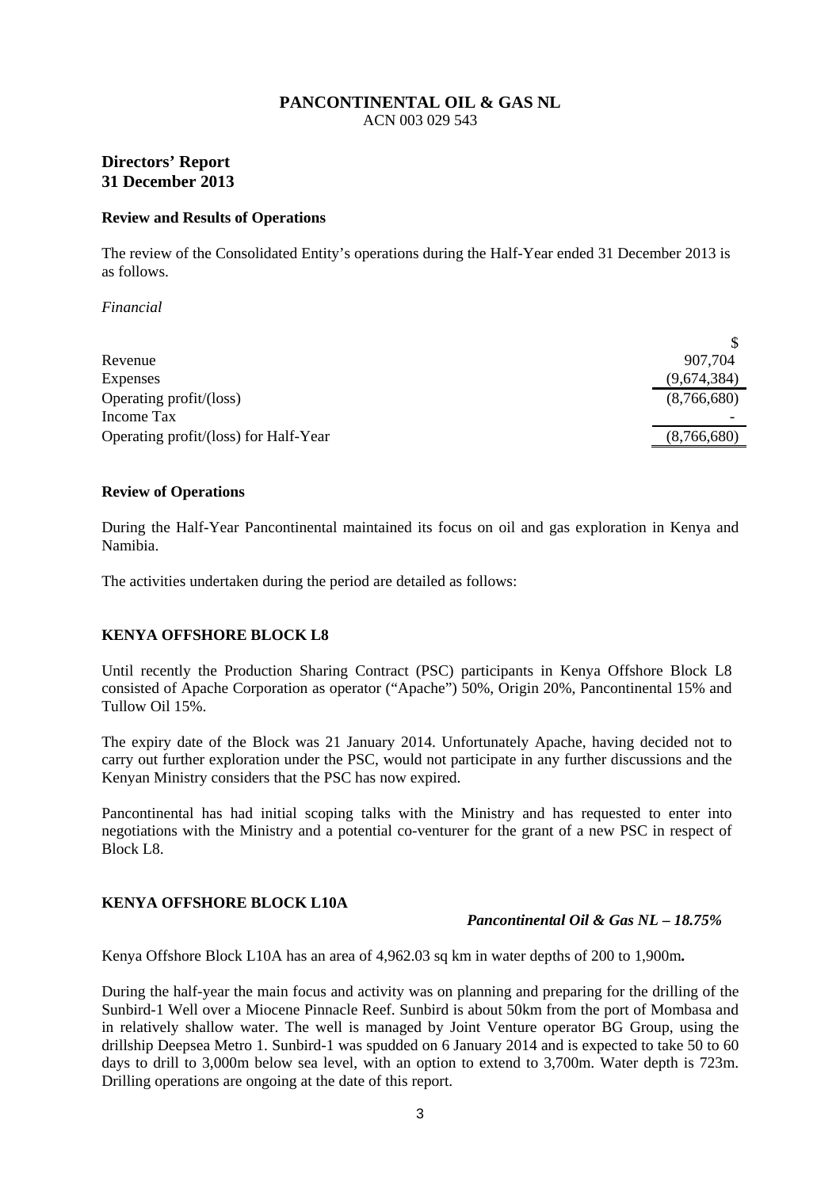**PANCONTINENTAL OIL & GAS NL**
ACN 003 029 543

## Directors' Report
## 31 December 2013

### Review and Results of Operations

The review of the Consolidated Entity's operations during the Half-Year ended 31 December 2013 is as follows.

*Financial*

| | $ |
|---|---|
| Revenue | 907,704 |
| Expenses | (9,674,384) |
| Operating profit/(loss) | (8,766,680) |
| Income Tax | - |
| Operating profit/(loss) for Half-Year | (8,766,680) |

### Review of Operations

During the Half-Year Pancontinental maintained its focus on oil and gas exploration in Kenya and Namibia.

The activities undertaken during the period are detailed as follows:

### KENYA OFFSHORE BLOCK L8

Until recently the Production Sharing Contract (PSC) participants in Kenya Offshore Block L8 consisted of Apache Corporation as operator ("Apache") 50%, Origin 20%, Pancontinental 15% and Tullow Oil 15%.

The expiry date of the Block was 21 January 2014. Unfortunately Apache, having decided not to carry out further exploration under the PSC, would not participate in any further discussions and the Kenyan Ministry considers that the PSC has now expired.

Pancontinental has had initial scoping talks with the Ministry and has requested to enter into negotiations with the Ministry and a potential co-venturer for the grant of a new PSC in respect of Block L8.

### KENYA OFFSHORE BLOCK L10A

***Pancontinental Oil & Gas NL – 18.75%***

Kenya Offshore Block L10A has an area of 4,962.03 sq km in water depths of 200 to 1,900m**.**

During the half-year the main focus and activity was on planning and preparing for the drilling of the Sunbird-1 Well over a Miocene Pinnacle Reef. Sunbird is about 50km from the port of Mombasa and in relatively shallow water. The well is managed by Joint Venture operator BG Group, using the drillship Deepsea Metro 1. Sunbird-1 was spudded on 6 January 2014 and is expected to take 50 to 60 days to drill to 3,000m below sea level, with an option to extend to 3,700m. Water depth is 723m. Drilling operations are ongoing at the date of this report.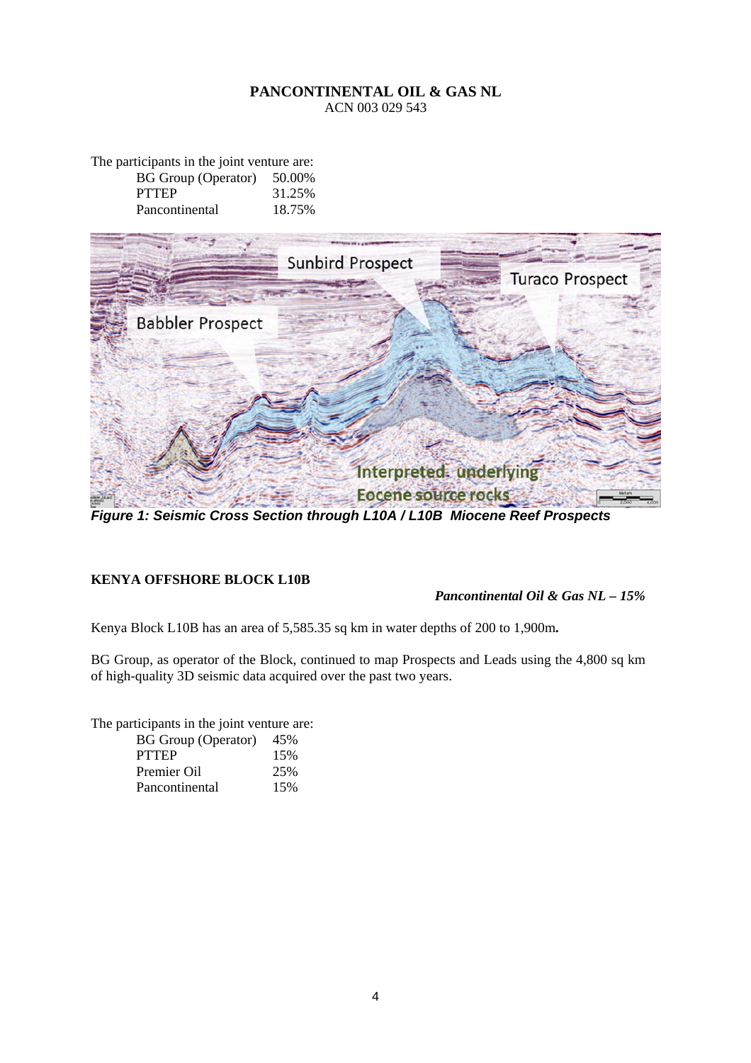**PANCONTINENTAL OIL & GAS NL**
ACN 003 029 543

The participants in the joint venture are:

| | |
|---|---|
| BG Group (Operator) | 50.00% |
| PTTEP | 31.25% |
| Pancontinental | 18.75% |

***Figure 1: Seismic Cross Section through L10A / L10B Miocene Reef Prospects***

**KENYA OFFSHORE BLOCK L10B**

***Pancontinental Oil & Gas NL – 15%***

Kenya Block L10B has an area of 5,585.35 sq km in water depths of 200 to 1,900m**.**

BG Group, as operator of the Block, continued to map Prospects and Leads using the 4,800 sq km of high-quality 3D seismic data acquired over the past two years.

The participants in the joint venture are:

| | |
|---|---|
| BG Group (Operator) | 45% |
| PTTEP | 15% |
| Premier Oil | 25% |
| Pancontinental | 15% |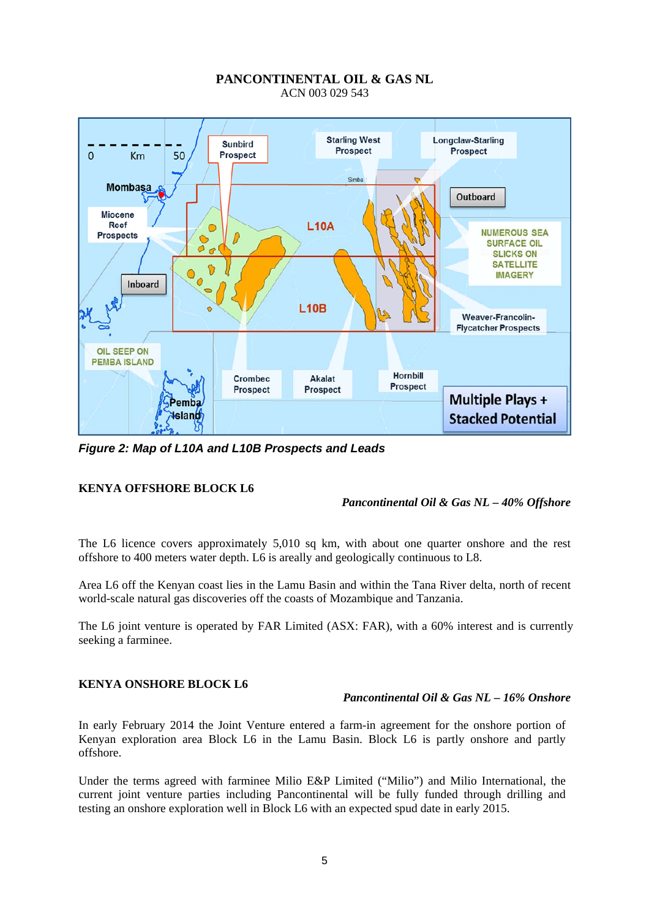PANCONTINENTAL OIL & GAS NL
ACN 003 029 543

*Figure 2: Map of L10A and L10B Prospects and Leads*

## KENYA OFFSHORE BLOCK L6

*Pancontinental Oil & Gas NL – 40% Offshore*

The L6 licence covers approximately 5,010 sq km, with about one quarter onshore and the rest offshore to 400 meters water depth. L6 is areally and geologically continuous to L8.

Area L6 off the Kenyan coast lies in the Lamu Basin and within the Tana River delta, north of recent world-scale natural gas discoveries off the coasts of Mozambique and Tanzania.

The L6 joint venture is operated by FAR Limited (ASX: FAR), with a 60% interest and is currently seeking a farminee.

## KENYA ONSHORE BLOCK L6

*Pancontinental Oil & Gas NL – 16% Onshore*

In early February 2014 the Joint Venture entered a farm-in agreement for the onshore portion of Kenyan exploration area Block L6 in the Lamu Basin. Block L6 is partly onshore and partly offshore.

Under the terms agreed with farminee Milio E&P Limited ("Milio") and Milio International, the current joint venture parties including Pancontinental will be fully funded through drilling and testing an onshore exploration well in Block L6 with an expected spud date in early 2015.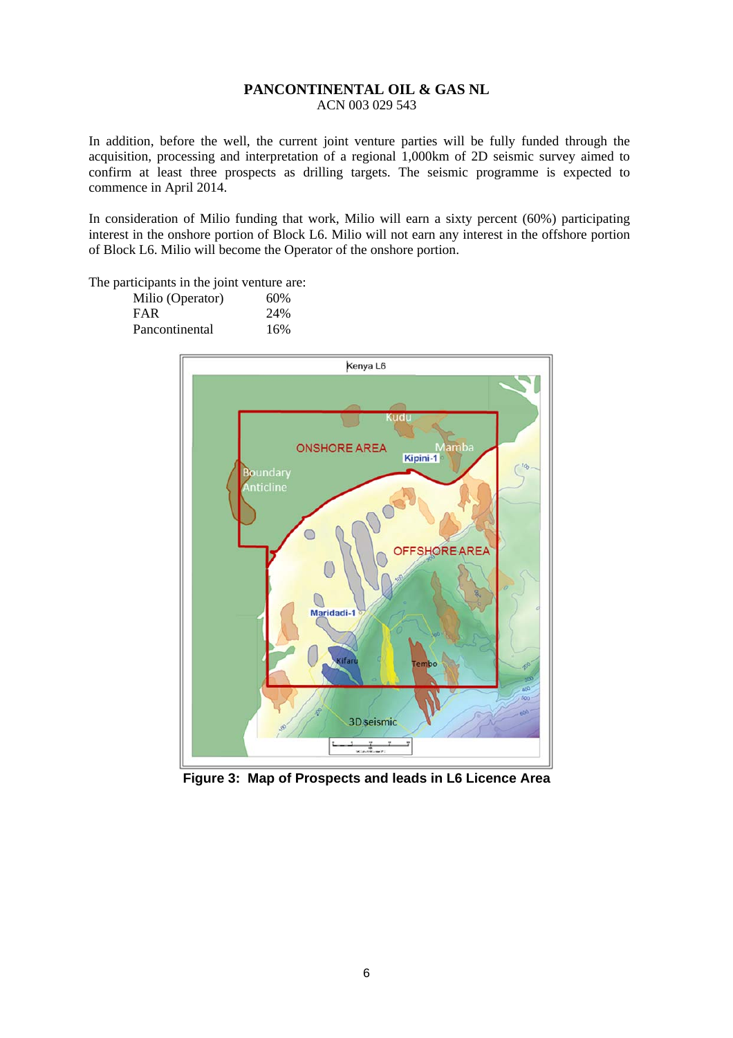**PANCONTINENTAL OIL & GAS NL**
ACN 003 029 543

In addition, before the well, the current joint venture parties will be fully funded through the acquisition, processing and interpretation of a regional 1,000km of 2D seismic survey aimed to confirm at least three prospects as drilling targets. The seismic programme is expected to commence in April 2014.

In consideration of Milio funding that work, Milio will earn a sixty percent (60%) participating interest in the onshore portion of Block L6. Milio will not earn any interest in the offshore portion of Block L6. Milio will become the Operator of the onshore portion.

The participants in the joint venture are:

| | |
|---|---|
| Milio (Operator) | 60% |
| FAR | 24% |
| Pancontinental | 16% |

**Figure 3: Map of Prospects and leads in L6 Licence Area**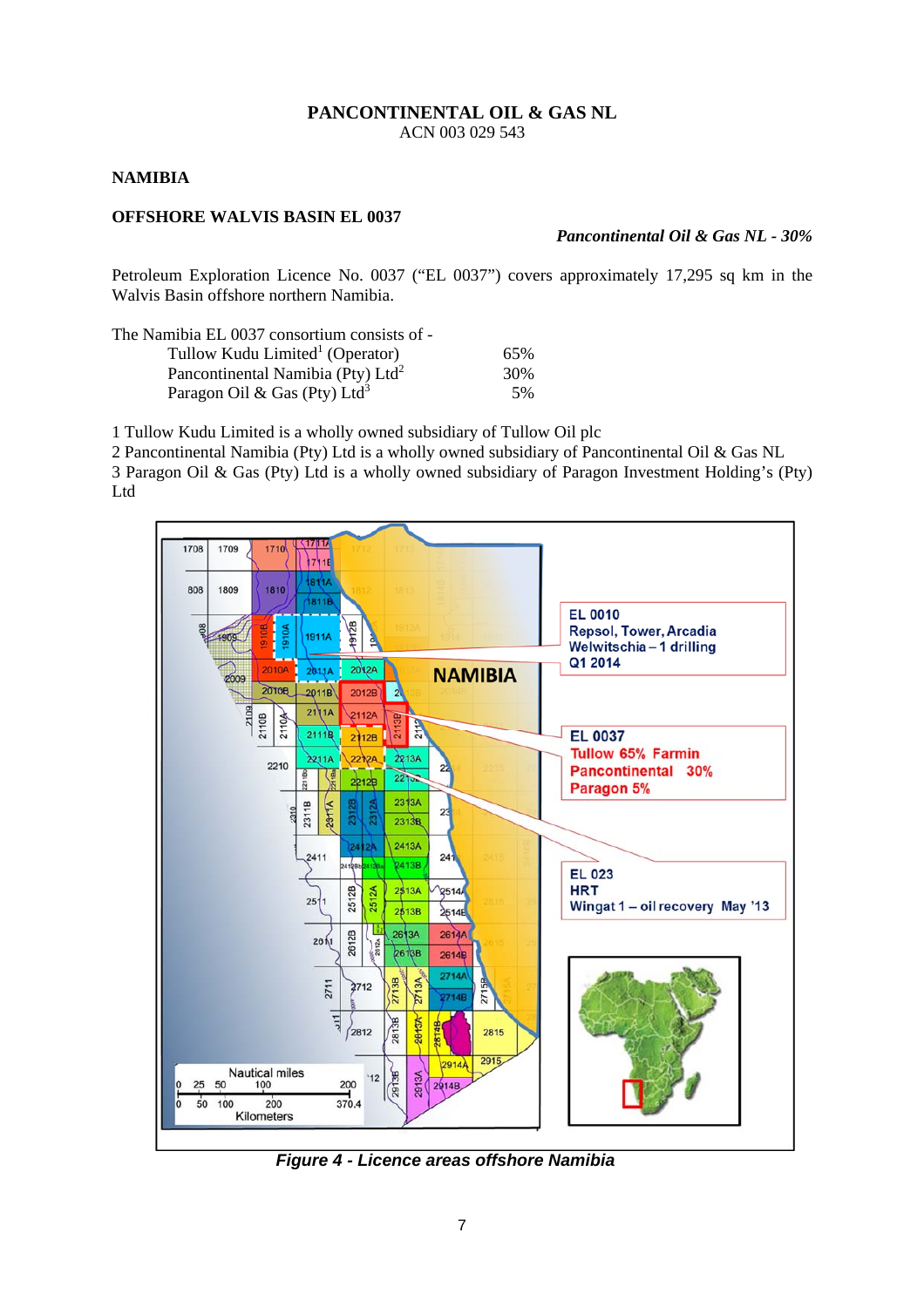# PANCONTINENTAL OIL & GAS NL

ACN 003 029 543

## NAMIBIA

### OFFSHORE WALVIS BASIN EL 0037

*Pancontinental Oil & Gas NL - 30%*

Petroleum Exploration Licence No. 0037 ("EL 0037") covers approximately 17,295 sq km in the Walvis Basin offshore northern Namibia.

The Namibia EL 0037 consortium consists of -

| | |
|---|---|
| Tullow Kudu Limited[1] (Operator) | 65% |
| Pancontinental Namibia (Pty) Ltd[2] | 30% |
| Paragon Oil & Gas (Pty) Ltd[3] | 5% |

1 Tullow Kudu Limited is a wholly owned subsidiary of Tullow Oil plc
2 Pancontinental Namibia (Pty) Ltd is a wholly owned subsidiary of Pancontinental Oil & Gas NL
3 Paragon Oil & Gas (Pty) Ltd is a wholly owned subsidiary of Paragon Investment Holding's (Pty) Ltd

***Figure 4 - Licence areas offshore Namibia***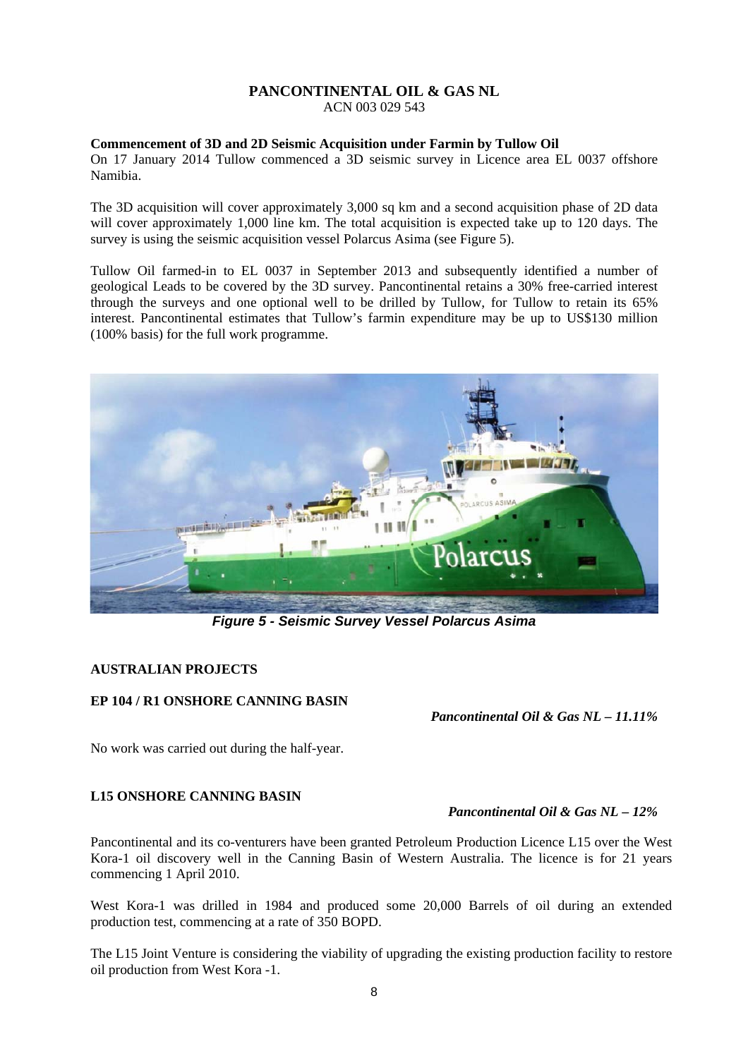**PANCONTINENTAL OIL & GAS NL**
ACN 003 029 543

**Commencement of 3D and 2D Seismic Acquisition under Farmin by Tullow Oil**

On 17 January 2014 Tullow commenced a 3D seismic survey in Licence area EL 0037 offshore Namibia.

The 3D acquisition will cover approximately 3,000 sq km and a second acquisition phase of 2D data will cover approximately 1,000 line km. The total acquisition is expected take up to 120 days. The survey is using the seismic acquisition vessel Polarcus Asima (see Figure 5).

Tullow Oil farmed-in to EL 0037 in September 2013 and subsequently identified a number of geological Leads to be covered by the 3D survey. Pancontinental retains a 30% free-carried interest through the surveys and one optional well to be drilled by Tullow, for Tullow to retain its 65% interest. Pancontinental estimates that Tullow's farmin expenditure may be up to US$130 million (100% basis) for the full work programme.

***Figure 5 - Seismic Survey Vessel Polarcus Asima***

## AUSTRALIAN PROJECTS

### EP 104 / R1 ONSHORE CANNING BASIN

***Pancontinental Oil & Gas NL – 11.11%***

No work was carried out during the half-year.

### L15 ONSHORE CANNING BASIN

***Pancontinental Oil & Gas NL – 12%***

Pancontinental and its co-venturers have been granted Petroleum Production Licence L15 over the West Kora-1 oil discovery well in the Canning Basin of Western Australia. The licence is for 21 years commencing 1 April 2010.

West Kora-1 was drilled in 1984 and produced some 20,000 Barrels of oil during an extended production test, commencing at a rate of 350 BOPD.

The L15 Joint Venture is considering the viability of upgrading the existing production facility to restore oil production from West Kora -1.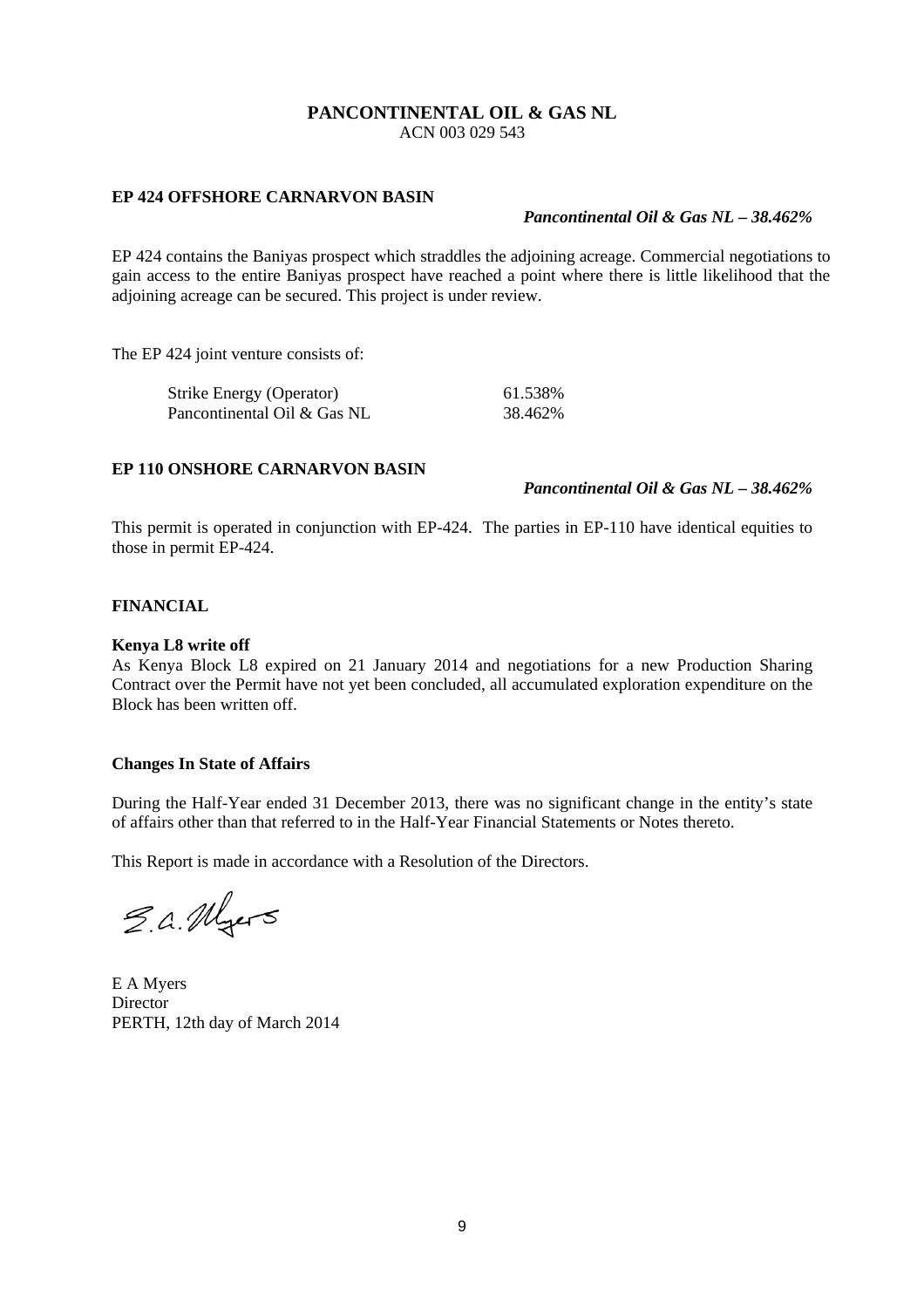**PANCONTINENTAL OIL & GAS NL**
ACN 003 029 543

### EP 424 OFFSHORE CARNARVON BASIN

***Pancontinental Oil & Gas NL – 38.462%***

EP 424 contains the Baniyas prospect which straddles the adjoining acreage. Commercial negotiations to gain access to the entire Baniyas prospect have reached a point where there is little likelihood that the adjoining acreage can be secured. This project is under review.

The EP 424 joint venture consists of:

| | |
|---|---|
| Strike Energy (Operator) | 61.538% |
| Pancontinental Oil & Gas NL | 38.462% |

### EP 110 ONSHORE CARNARVON BASIN

***Pancontinental Oil & Gas NL – 38.462%***

This permit is operated in conjunction with EP-424. The parties in EP-110 have identical equities to those in permit EP-424.

### FINANCIAL

**Kenya L8 write off**

As Kenya Block L8 expired on 21 January 2014 and negotiations for a new Production Sharing Contract over the Permit have not yet been concluded, all accumulated exploration expenditure on the Block has been written off.

**Changes In State of Affairs**

During the Half-Year ended 31 December 2013, there was no significant change in the entity's state of affairs other than that referred to in the Half-Year Financial Statements or Notes thereto.

This Report is made in accordance with a Resolution of the Directors.

E A Myers
Director
PERTH, 12th day of March 2014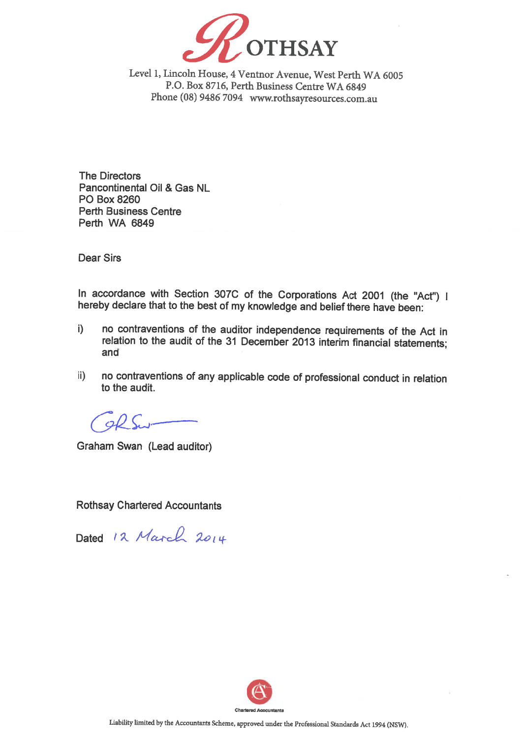# ROTHSAY

Level 1, Lincoln House, 4 Ventnor Avenue, West Perth WA 6005
P.O. Box 8716, Perth Business Centre WA 6849
Phone (08) 9486 7094 www.rothsayresources.com.au

The Directors
Pancontinental Oil & Gas NL
PO Box 8260
Perth Business Centre
Perth WA 6849

Dear Sirs

In accordance with Section 307C of the Corporations Act 2001 (the "Act") I hereby declare that to the best of my knowledge and belief there have been:

i) no contraventions of the auditor independence requirements of the Act in relation to the audit of the 31 December 2013 interim financial statements; and

ii) no contraventions of any applicable code of professional conduct in relation to the audit.

Graham Swan (Lead auditor)

Rothsay Chartered Accountants

Dated 12 March 2014

Chartered Accountants

Liability limited by the Accountants Scheme, approved under the Professional Standards Act 1994 (NSW).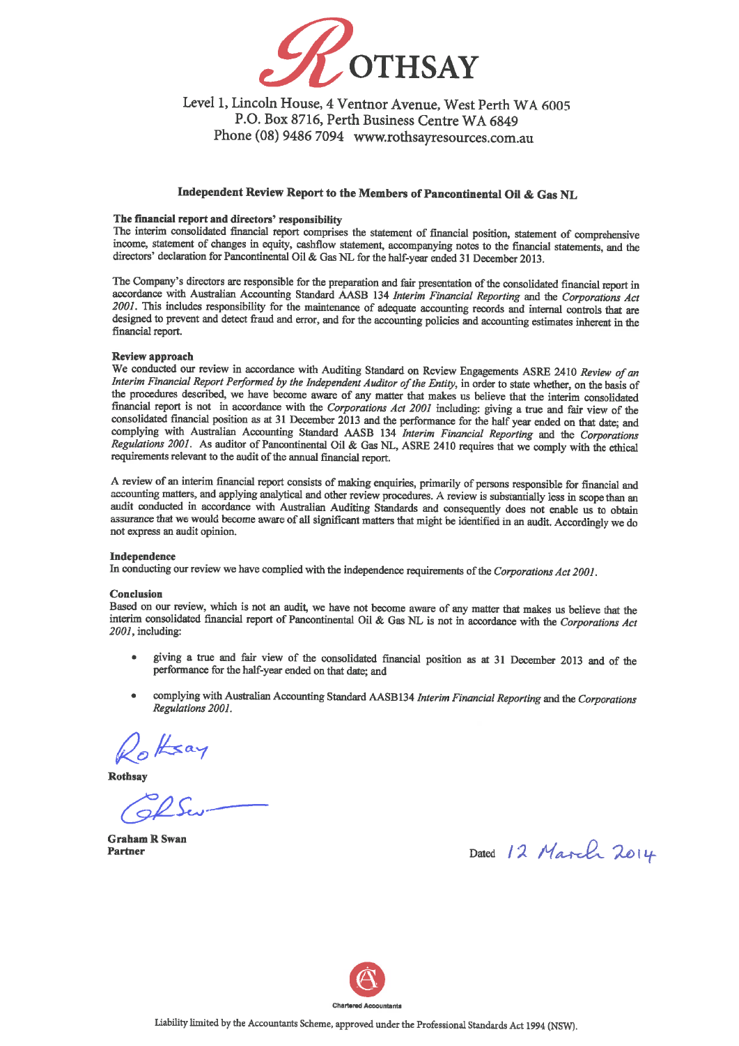# ROTHSAY

Level 1, Lincoln House, 4 Ventnor Avenue, West Perth WA 6005
P.O. Box 8716, Perth Business Centre WA 6849
Phone (08) 9486 7094 www.rothsayresources.com.au

## Independent Review Report to the Members of Pancontinental Oil & Gas NL

**The financial report and directors' responsibility**

The interim consolidated financial report comprises the statement of financial position, statement of comprehensive income, statement of changes in equity, cashflow statement, accompanying notes to the financial statements, and the directors' declaration for Pancontinental Oil & Gas NL for the half-year ended 31 December 2013.

The Company's directors are responsible for the preparation and fair presentation of the consolidated financial report in accordance with Australian Accounting Standard AASB 134 *Interim Financial Reporting* and the *Corporations Act 2001*. This includes responsibility for the maintenance of adequate accounting records and internal controls that are designed to prevent and detect fraud and error, and for the accounting policies and accounting estimates inherent in the financial report.

**Review approach**

We conducted our review in accordance with Auditing Standard on Review Engagements ASRE 2410 *Review of an Interim Financial Report Performed by the Independent Auditor of the Entity*, in order to state whether, on the basis of the procedures described, we have become aware of any matter that makes us believe that the interim consolidated financial report is not in accordance with the *Corporations Act 2001* including: giving a true and fair view of the consolidated financial position as at 31 December 2013 and the performance for the half year ended on that date; and complying with Australian Accounting Standard AASB 134 *Interim Financial Reporting* and the *Corporations Regulations 2001*. As auditor of Pancontinental Oil & Gas NL, ASRE 2410 requires that we comply with the ethical requirements relevant to the audit of the annual financial report.

A review of an interim financial report consists of making enquiries, primarily of persons responsible for financial and accounting matters, and applying analytical and other review procedures. A review is substantially less in scope than an audit conducted in accordance with Australian Auditing Standards and consequently does not enable us to obtain assurance that we would become aware of all significant matters that might be identified in an audit. Accordingly we do not express an audit opinion.

**Independence**

In conducting our review we have complied with the independence requirements of the *Corporations Act 2001*.

**Conclusion**

Based on our review, which is not an audit, we have not become aware of any matter that makes us believe that the interim consolidated financial report of Pancontinental Oil & Gas NL is not in accordance with the *Corporations Act 2001*, including:

- giving a true and fair view of the consolidated financial position as at 31 December 2013 and of the performance for the half-year ended on that date; and
- complying with Australian Accounting Standard AASB134 *Interim Financial Reporting* and the *Corporations Regulations 2001*.

Rothsay

**Rothsay**

**Graham R Swan**
**Partner**

Dated 12 March 2014

Chartered Accountants

Liability limited by the Accountants Scheme, approved under the Professional Standards Act 1994 (NSW).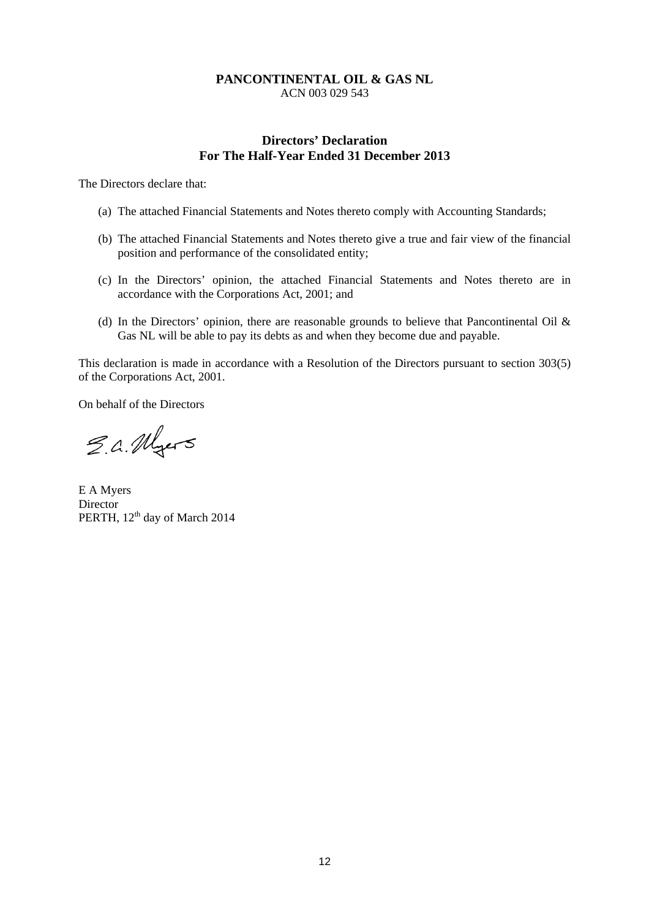**PANCONTINENTAL OIL & GAS NL**
ACN 003 029 543

## Directors' Declaration
## For The Half-Year Ended 31 December 2013

The Directors declare that:

(a) The attached Financial Statements and Notes thereto comply with Accounting Standards;

(b) The attached Financial Statements and Notes thereto give a true and fair view of the financial position and performance of the consolidated entity;

(c) In the Directors' opinion, the attached Financial Statements and Notes thereto are in accordance with the Corporations Act, 2001; and

(d) In the Directors' opinion, there are reasonable grounds to believe that Pancontinental Oil & Gas NL will be able to pay its debts as and when they become due and payable.

This declaration is made in accordance with a Resolution of the Directors pursuant to section 303(5) of the Corporations Act, 2001.

On behalf of the Directors

E A Myers
Director
PERTH, 12th day of March 2014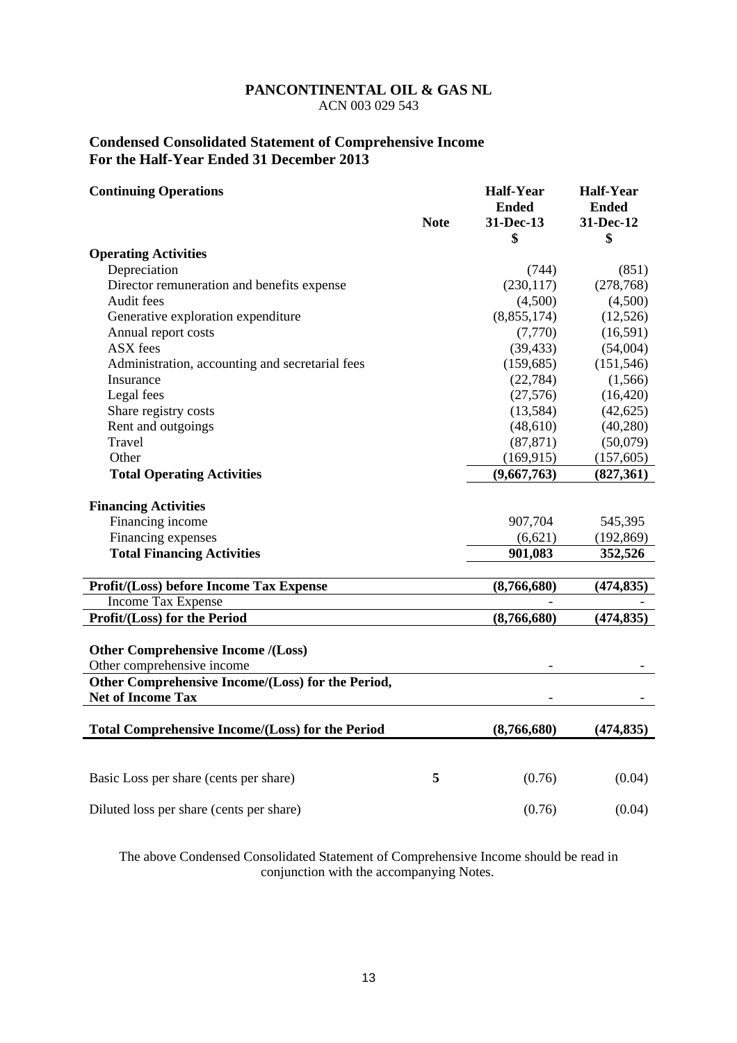# PANCONTINENTAL OIL & GAS NL

ACN 003 029 543

## Condensed Consolidated Statement of Comprehensive Income
## For the Half-Year Ended 31 December 2013

| Continuing Operations | Note | Half-Year Ended 31-Dec-13 $ | Half-Year Ended 31-Dec-12 $ |
|---|---|---|---|
| **Operating Activities** | | | |
| Depreciation | | (744) | (851) |
| Director remuneration and benefits expense | | (230,117) | (278,768) |
| Audit fees | | (4,500) | (4,500) |
| Generative exploration expenditure | | (8,855,174) | (12,526) |
| Annual report costs | | (7,770) | (16,591) |
| ASX fees | | (39,433) | (54,004) |
| Administration, accounting and secretarial fees | | (159,685) | (151,546) |
| Insurance | | (22,784) | (1,566) |
| Legal fees | | (27,576) | (16,420) |
| Share registry costs | | (13,584) | (42,625) |
| Rent and outgoings | | (48,610) | (40,280) |
| Travel | | (87,871) | (50,079) |
| Other | | (169,915) | (157,605) |
| **Total Operating Activities** | | **(9,667,763)** | **(827,361)** |
| **Financing Activities** | | | |
| Financing income | | 907,704 | 545,395 |
| Financing expenses | | (6,621) | (192,869) |
| **Total Financing Activities** | | **901,083** | **352,526** |
| **Profit/(Loss) before Income Tax Expense** | | **(8,766,680)** | **(474,835)** |
| Income Tax Expense | | - | - |
| **Profit/(Loss) for the Period** | | **(8,766,680)** | **(474,835)** |
| **Other Comprehensive Income /(Loss)** | | | |
| Other comprehensive income | | - | - |
| **Other Comprehensive Income/(Loss) for the Period, Net of Income Tax** | | - | - |
| **Total Comprehensive Income/(Loss) for the Period** | | **(8,766,680)** | **(474,835)** |
| Basic Loss per share (cents per share) | **5** | (0.76) | (0.04) |
| Diluted loss per share (cents per share) | | (0.76) | (0.04) |

The above Condensed Consolidated Statement of Comprehensive Income should be read in conjunction with the accompanying Notes.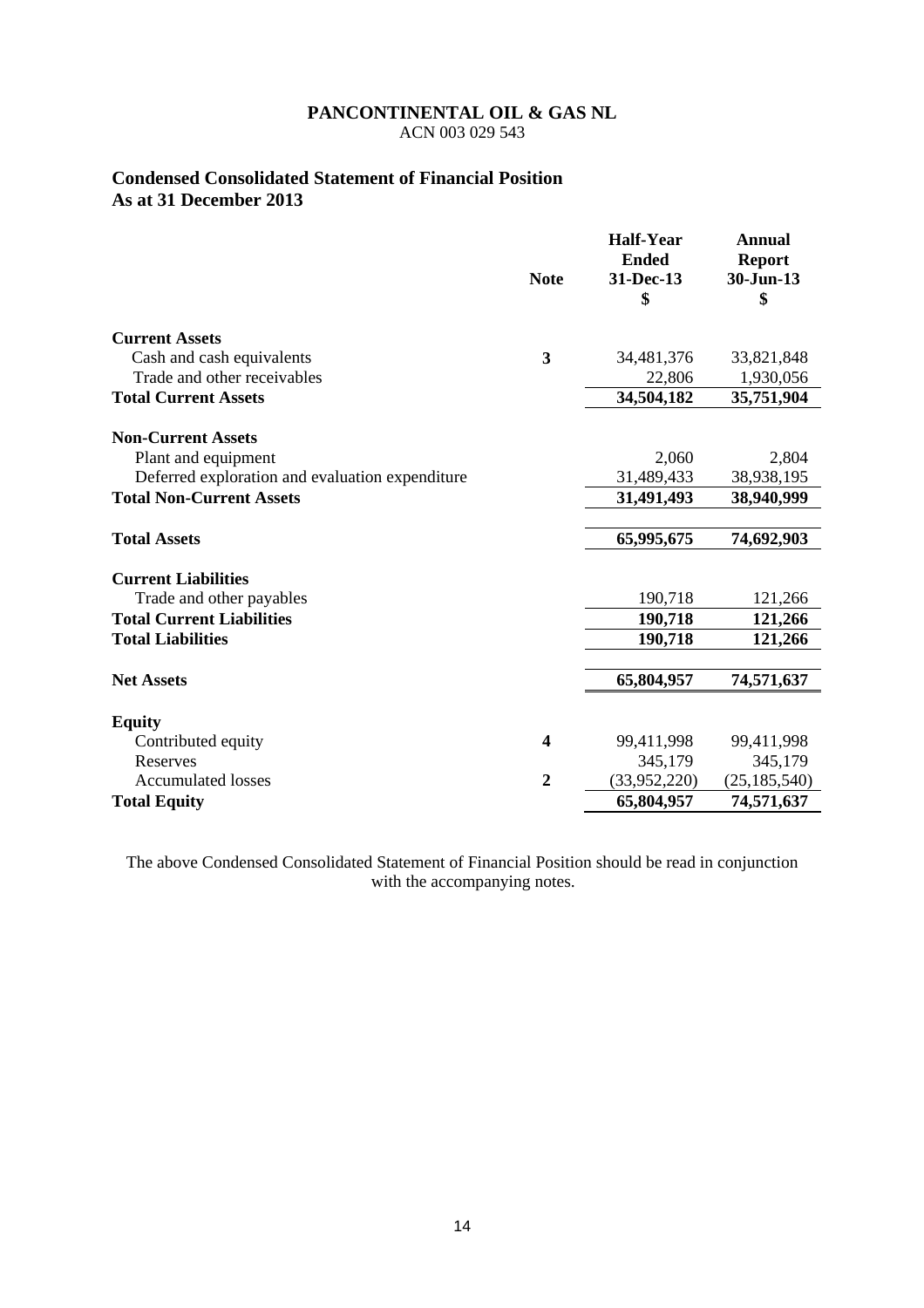**PANCONTINENTAL OIL & GAS NL**
ACN 003 029 543

## Condensed Consolidated Statement of Financial Position
## As at 31 December 2013

| | Note | Half-Year Ended 31-Dec-13 $ | Annual Report 30-Jun-13 $ |
|---|---|---|---|
| **Current Assets** | | | |
| Cash and cash equivalents | **3** | 34,481,376 | 33,821,848 |
| Trade and other receivables | | 22,806 | 1,930,056 |
| **Total Current Assets** | | **34,504,182** | **35,751,904** |
| **Non-Current Assets** | | | |
| Plant and equipment | | 2,060 | 2,804 |
| Deferred exploration and evaluation expenditure | | 31,489,433 | 38,938,195 |
| **Total Non-Current Assets** | | **31,491,493** | **38,940,999** |
| **Total Assets** | | **65,995,675** | **74,692,903** |
| **Current Liabilities** | | | |
| Trade and other payables | | 190,718 | 121,266 |
| **Total Current Liabilities** | | **190,718** | **121,266** |
| **Total Liabilities** | | **190,718** | **121,266** |
| **Net Assets** | | **65,804,957** | **74,571,637** |
| **Equity** | | | |
| Contributed equity | **4** | 99,411,998 | 99,411,998 |
| Reserves | | 345,179 | 345,179 |
| Accumulated losses | **2** | (33,952,220) | (25,185,540) |
| **Total Equity** | | **65,804,957** | **74,571,637** |

The above Condensed Consolidated Statement of Financial Position should be read in conjunction with the accompanying notes.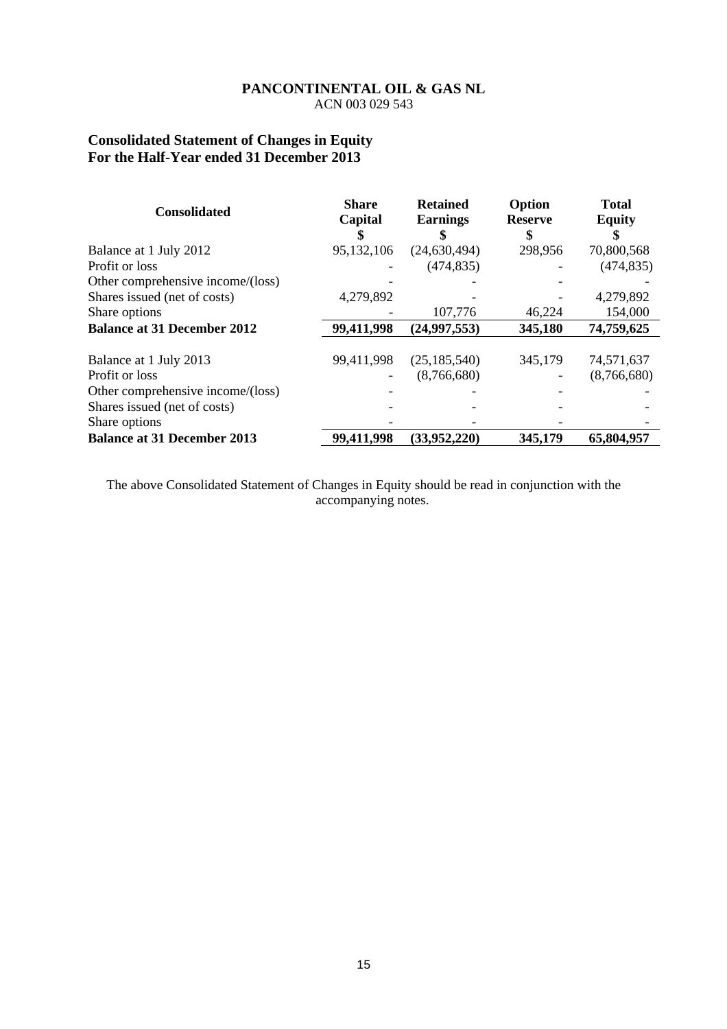**PANCONTINENTAL OIL & GAS NL**
ACN 003 029 543

## Consolidated Statement of Changes in Equity
## For the Half-Year ended 31 December 2013

| Consolidated | Share Capital $ | Retained Earnings $ | Option Reserve $ | Total Equity $ |
|---|---|---|---|---|
| Balance at 1 July 2012 | 95,132,106 | (24,630,494) | 298,956 | 70,800,568 |
| Profit or loss | - | (474,835) | - | (474,835) |
| Other comprehensive income/(loss) | - | - | - | - |
| Shares issued (net of costs) | 4,279,892 | - | - | 4,279,892 |
| Share options | - | 107,776 | 46,224 | 154,000 |
| **Balance at 31 December 2012** | **99,411,998** | **(24,997,553)** | **345,180** | **74,759,625** |
| | | | | |
| Balance at 1 July 2013 | 99,411,998 | (25,185,540) | 345,179 | 74,571,637 |
| Profit or loss | - | (8,766,680) | - | (8,766,680) |
| Other comprehensive income/(loss) | - | - | - | - |
| Shares issued (net of costs) | - | - | - | - |
| Share options | - | - | - | - |
| **Balance at 31 December 2013** | **99,411,998** | **(33,952,220)** | **345,179** | **65,804,957** |

The above Consolidated Statement of Changes in Equity should be read in conjunction with the accompanying notes.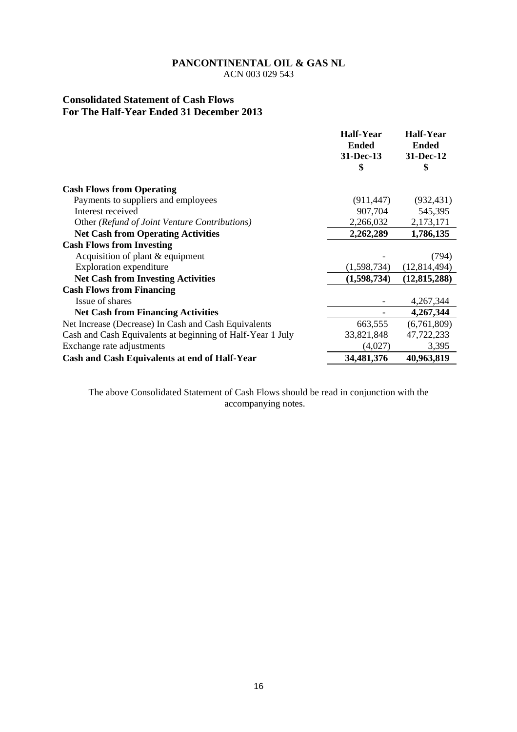**PANCONTINENTAL OIL & GAS NL**
ACN 003 029 543

## Consolidated Statement of Cash Flows
## For The Half-Year Ended 31 December 2013

| | Half-Year Ended 31-Dec-13 $ | Half-Year Ended 31-Dec-12 $ |
|---|---|---|
| **Cash Flows from Operating** | | |
| Payments to suppliers and employees | (911,447) | (932,431) |
| Interest received | 907,704 | 545,395 |
| Other *(Refund of Joint Venture Contributions)* | 2,266,032 | 2,173,171 |
| **Net Cash from Operating Activities** | **2,262,289** | **1,786,135** |
| **Cash Flows from Investing** | | |
| Acquisition of plant & equipment | - | (794) |
| Exploration expenditure | (1,598,734) | (12,814,494) |
| **Net Cash from Investing Activities** | **(1,598,734)** | **(12,815,288)** |
| **Cash Flows from Financing** | | |
| Issue of shares | - | 4,267,344 |
| **Net Cash from Financing Activities** | **-** | **4,267,344** |
| Net Increase (Decrease) In Cash and Cash Equivalents | 663,555 | (6,761,809) |
| Cash and Cash Equivalents at beginning of Half-Year 1 July | 33,821,848 | 47,722,233 |
| Exchange rate adjustments | (4,027) | 3,395 |
| **Cash and Cash Equivalents at end of Half-Year** | **34,481,376** | **40,963,819** |

The above Consolidated Statement of Cash Flows should be read in conjunction with the accompanying notes.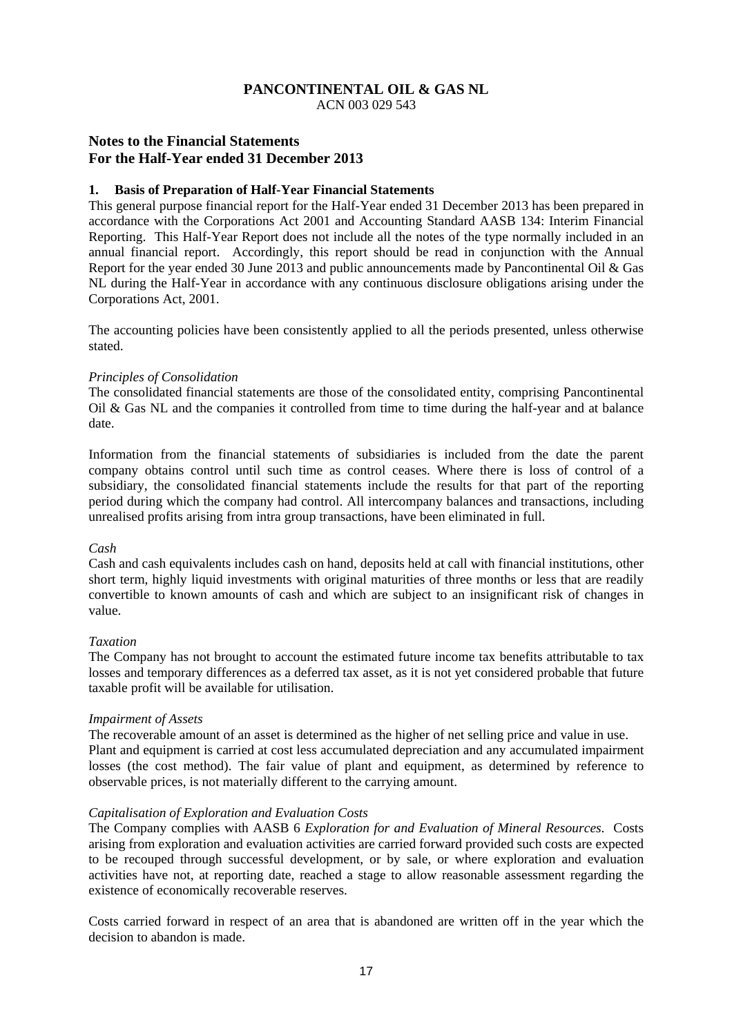# PANCONTINENTAL OIL & GAS NL

ACN 003 029 543

## Notes to the Financial Statements
## For the Half-Year ended 31 December 2013

### 1. Basis of Preparation of Half-Year Financial Statements

This general purpose financial report for the Half-Year ended 31 December 2013 has been prepared in accordance with the Corporations Act 2001 and Accounting Standard AASB 134: Interim Financial Reporting. This Half-Year Report does not include all the notes of the type normally included in an annual financial report. Accordingly, this report should be read in conjunction with the Annual Report for the year ended 30 June 2013 and public announcements made by Pancontinental Oil & Gas NL during the Half-Year in accordance with any continuous disclosure obligations arising under the Corporations Act, 2001.

The accounting policies have been consistently applied to all the periods presented, unless otherwise stated.

*Principles of Consolidation*

The consolidated financial statements are those of the consolidated entity, comprising Pancontinental Oil & Gas NL and the companies it controlled from time to time during the half-year and at balance date.

Information from the financial statements of subsidiaries is included from the date the parent company obtains control until such time as control ceases. Where there is loss of control of a subsidiary, the consolidated financial statements include the results for that part of the reporting period during which the company had control. All intercompany balances and transactions, including unrealised profits arising from intra group transactions, have been eliminated in full.

*Cash*

Cash and cash equivalents includes cash on hand, deposits held at call with financial institutions, other short term, highly liquid investments with original maturities of three months or less that are readily convertible to known amounts of cash and which are subject to an insignificant risk of changes in value.

*Taxation*

The Company has not brought to account the estimated future income tax benefits attributable to tax losses and temporary differences as a deferred tax asset, as it is not yet considered probable that future taxable profit will be available for utilisation.

*Impairment of Assets*

The recoverable amount of an asset is determined as the higher of net selling price and value in use. Plant and equipment is carried at cost less accumulated depreciation and any accumulated impairment losses (the cost method). The fair value of plant and equipment, as determined by reference to observable prices, is not materially different to the carrying amount.

*Capitalisation of Exploration and Evaluation Costs*

The Company complies with AASB 6 *Exploration for and Evaluation of Mineral Resources*. Costs arising from exploration and evaluation activities are carried forward provided such costs are expected to be recouped through successful development, or by sale, or where exploration and evaluation activities have not, at reporting date, reached a stage to allow reasonable assessment regarding the existence of economically recoverable reserves.

Costs carried forward in respect of an area that is abandoned are written off in the year which the decision to abandon is made.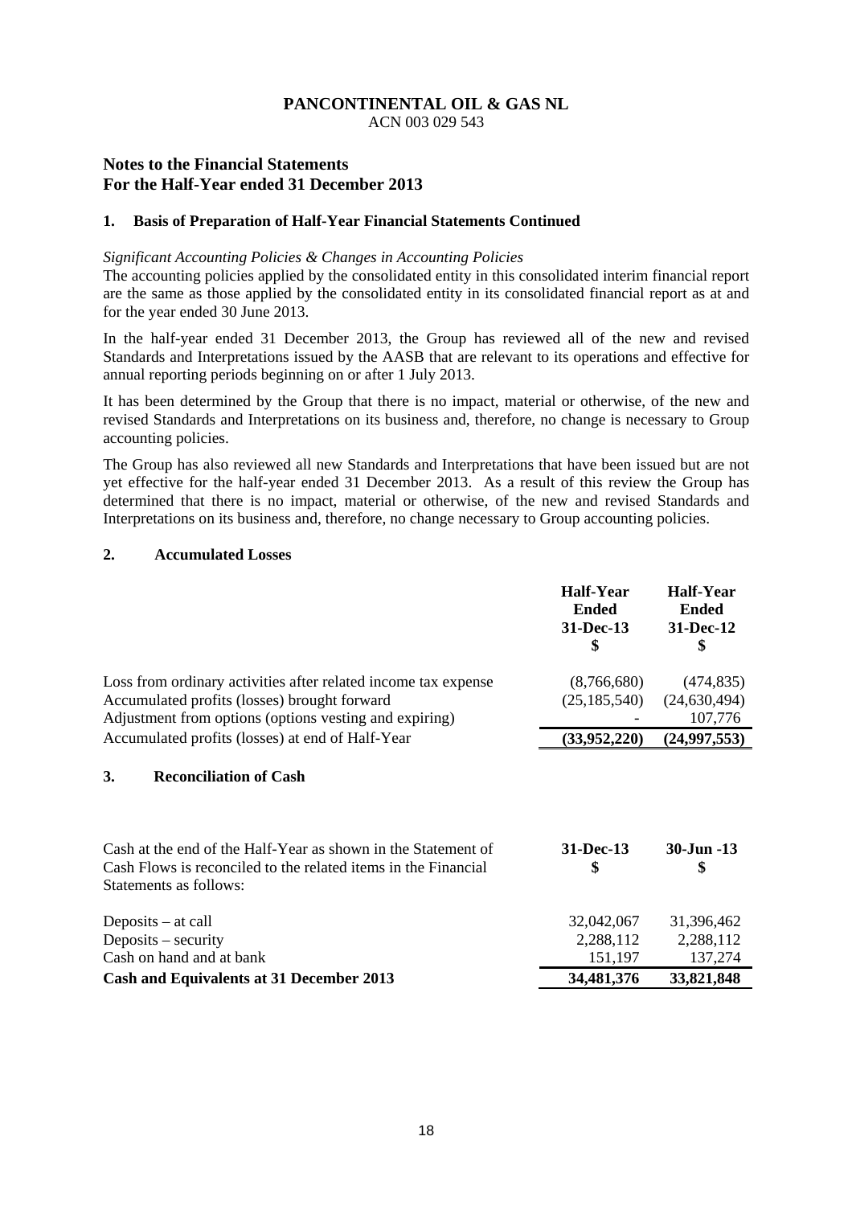**PANCONTINENTAL OIL & GAS NL**
ACN 003 029 543

## Notes to the Financial Statements
## For the Half-Year ended 31 December 2013

### 1. Basis of Preparation of Half-Year Financial Statements Continued

*Significant Accounting Policies & Changes in Accounting Policies*

The accounting policies applied by the consolidated entity in this consolidated interim financial report are the same as those applied by the consolidated entity in its consolidated financial report as at and for the year ended 30 June 2013.

In the half-year ended 31 December 2013, the Group has reviewed all of the new and revised Standards and Interpretations issued by the AASB that are relevant to its operations and effective for annual reporting periods beginning on or after 1 July 2013.

It has been determined by the Group that there is no impact, material or otherwise, of the new and revised Standards and Interpretations on its business and, therefore, no change is necessary to Group accounting policies.

The Group has also reviewed all new Standards and Interpretations that have been issued but are not yet effective for the half-year ended 31 December 2013. As a result of this review the Group has determined that there is no impact, material or otherwise, of the new and revised Standards and Interpretations on its business and, therefore, no change necessary to Group accounting policies.

### 2. Accumulated Losses

| | Half-Year Ended 31-Dec-13 $ | Half-Year Ended 31-Dec-12 $ |
|---|---|---|
| Loss from ordinary activities after related income tax expense | (8,766,680) | (474,835) |
| Accumulated profits (losses) brought forward | (25,185,540) | (24,630,494) |
| Adjustment from options (options vesting and expiring) | - | 107,776 |
| Accumulated profits (losses) at end of Half-Year | **(33,952,220)** | **(24,997,553)** |

### 3. Reconciliation of Cash

| Cash at the end of the Half-Year as shown in the Statement of Cash Flows is reconciled to the related items in the Financial Statements as follows: | 31-Dec-13 $ | 30-Jun -13 $ |
|---|---|---|
| Deposits – at call | 32,042,067 | 31,396,462 |
| Deposits – security | 2,288,112 | 2,288,112 |
| Cash on hand and at bank | 151,197 | 137,274 |
| **Cash and Equivalents at 31 December 2013** | **34,481,376** | **33,821,848** |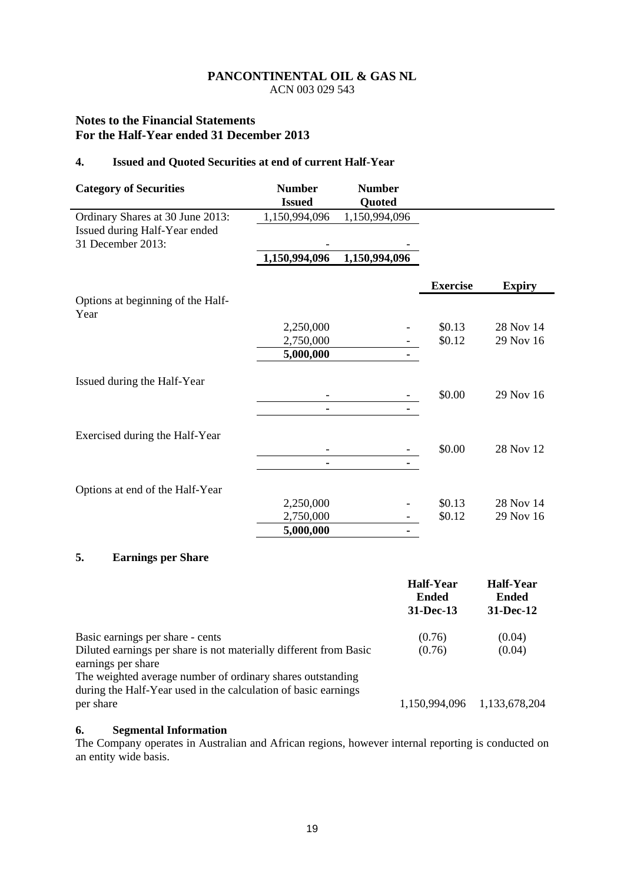**PANCONTINENTAL OIL & GAS NL**
ACN 003 029 543

## Notes to the Financial Statements
## For the Half-Year ended 31 December 2013

### 4. Issued and Quoted Securities at end of current Half-Year

| Category of Securities | Number Issued | Number Quoted | | |
|---|---|---|---|---|
| Ordinary Shares at 30 June 2013: | 1,150,994,096 | 1,150,994,096 | | |
| Issued during Half-Year ended 31 December 2013: | - | - | | |
| | **1,150,994,096** | **1,150,994,096** | | |
| | | | **Exercise** | **Expiry** |
| Options at beginning of the Half-Year | | | | |
| | 2,250,000 | - | $0.13 | 28 Nov 14 |
| | 2,750,000 | - | $0.12 | 29 Nov 16 |
| | **5,000,000** | **-** | | |
| Issued during the Half-Year | | | | |
| | - | - | $0.00 | 29 Nov 16 |
| | **-** | **-** | | |
| Exercised during the Half-Year | | | | |
| | - | - | $0.00 | 28 Nov 12 |
| | **-** | **-** | | |
| Options at end of the Half-Year | | | | |
| | 2,250,000 | - | $0.13 | 28 Nov 14 |
| | 2,750,000 | - | $0.12 | 29 Nov 16 |
| | **5,000,000** | **-** | | |

### 5. Earnings per Share

| | Half-Year Ended 31-Dec-13 | Half-Year Ended 31-Dec-12 |
|---|---|---|
| Basic earnings per share - cents | (0.76) | (0.04) |
| Diluted earnings per share is not materially different from Basic earnings per share | (0.76) | (0.04) |
| The weighted average number of ordinary shares outstanding during the Half-Year used in the calculation of basic earnings per share | 1,150,994,096 | 1,133,678,204 |

### 6. Segmental Information

The Company operates in Australian and African regions, however internal reporting is conducted on an entity wide basis.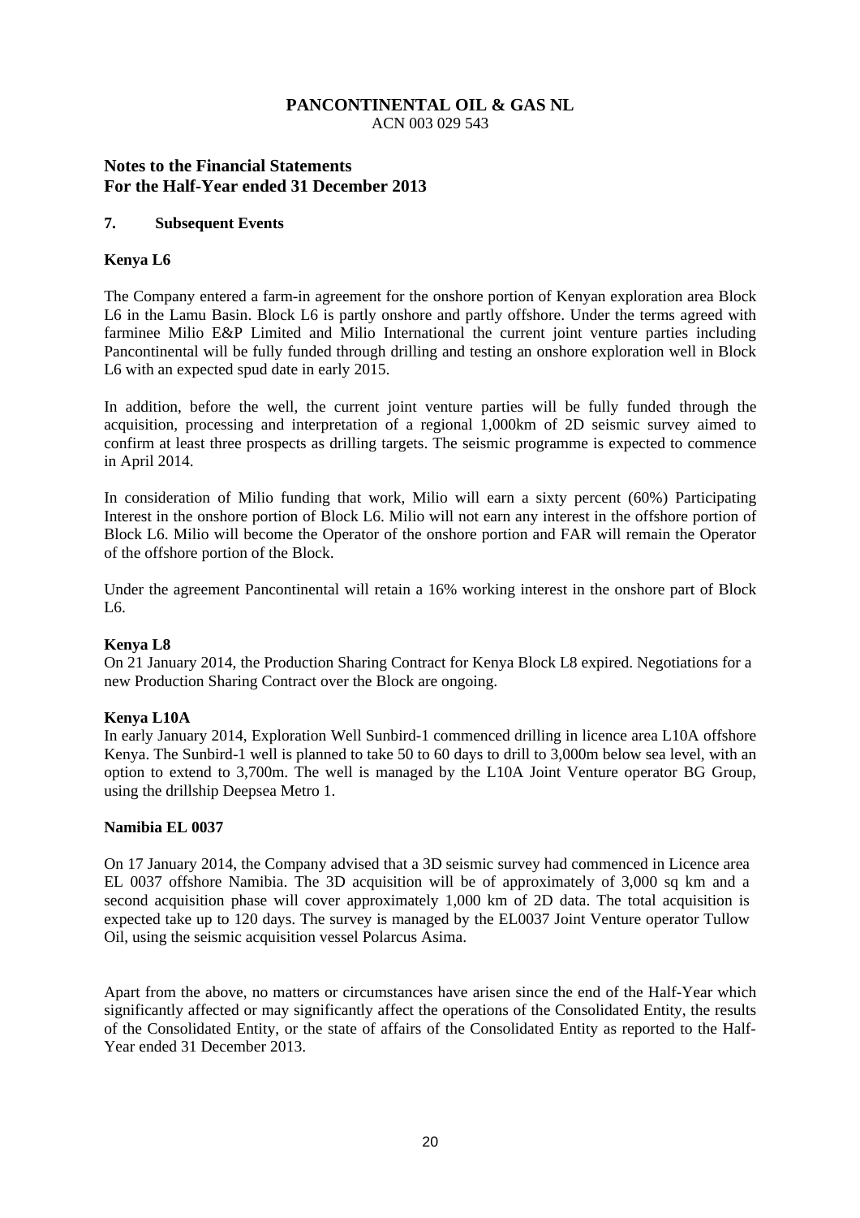**PANCONTINENTAL OIL & GAS NL**
ACN 003 029 543

## Notes to the Financial Statements
## For the Half-Year ended 31 December 2013

### 7. Subsequent Events

**Kenya L6**

The Company entered a farm-in agreement for the onshore portion of Kenyan exploration area Block L6 in the Lamu Basin. Block L6 is partly onshore and partly offshore. Under the terms agreed with farminee Milio E&P Limited and Milio International the current joint venture parties including Pancontinental will be fully funded through drilling and testing an onshore exploration well in Block L6 with an expected spud date in early 2015.

In addition, before the well, the current joint venture parties will be fully funded through the acquisition, processing and interpretation of a regional 1,000km of 2D seismic survey aimed to confirm at least three prospects as drilling targets. The seismic programme is expected to commence in April 2014.

In consideration of Milio funding that work, Milio will earn a sixty percent (60%) Participating Interest in the onshore portion of Block L6. Milio will not earn any interest in the offshore portion of Block L6. Milio will become the Operator of the onshore portion and FAR will remain the Operator of the offshore portion of the Block.

Under the agreement Pancontinental will retain a 16% working interest in the onshore part of Block L6.

**Kenya L8**

On 21 January 2014, the Production Sharing Contract for Kenya Block L8 expired. Negotiations for a new Production Sharing Contract over the Block are ongoing.

**Kenya L10A**

In early January 2014, Exploration Well Sunbird-1 commenced drilling in licence area L10A offshore Kenya. The Sunbird-1 well is planned to take 50 to 60 days to drill to 3,000m below sea level, with an option to extend to 3,700m. The well is managed by the L10A Joint Venture operator BG Group, using the drillship Deepsea Metro 1.

**Namibia EL 0037**

On 17 January 2014, the Company advised that a 3D seismic survey had commenced in Licence area EL 0037 offshore Namibia. The 3D acquisition will be of approximately of 3,000 sq km and a second acquisition phase will cover approximately 1,000 km of 2D data. The total acquisition is expected take up to 120 days. The survey is managed by the EL0037 Joint Venture operator Tullow Oil, using the seismic acquisition vessel Polarcus Asima.

Apart from the above, no matters or circumstances have arisen since the end of the Half-Year which significantly affected or may significantly affect the operations of the Consolidated Entity, the results of the Consolidated Entity, or the state of affairs of the Consolidated Entity as reported to the Half-Year ended 31 December 2013.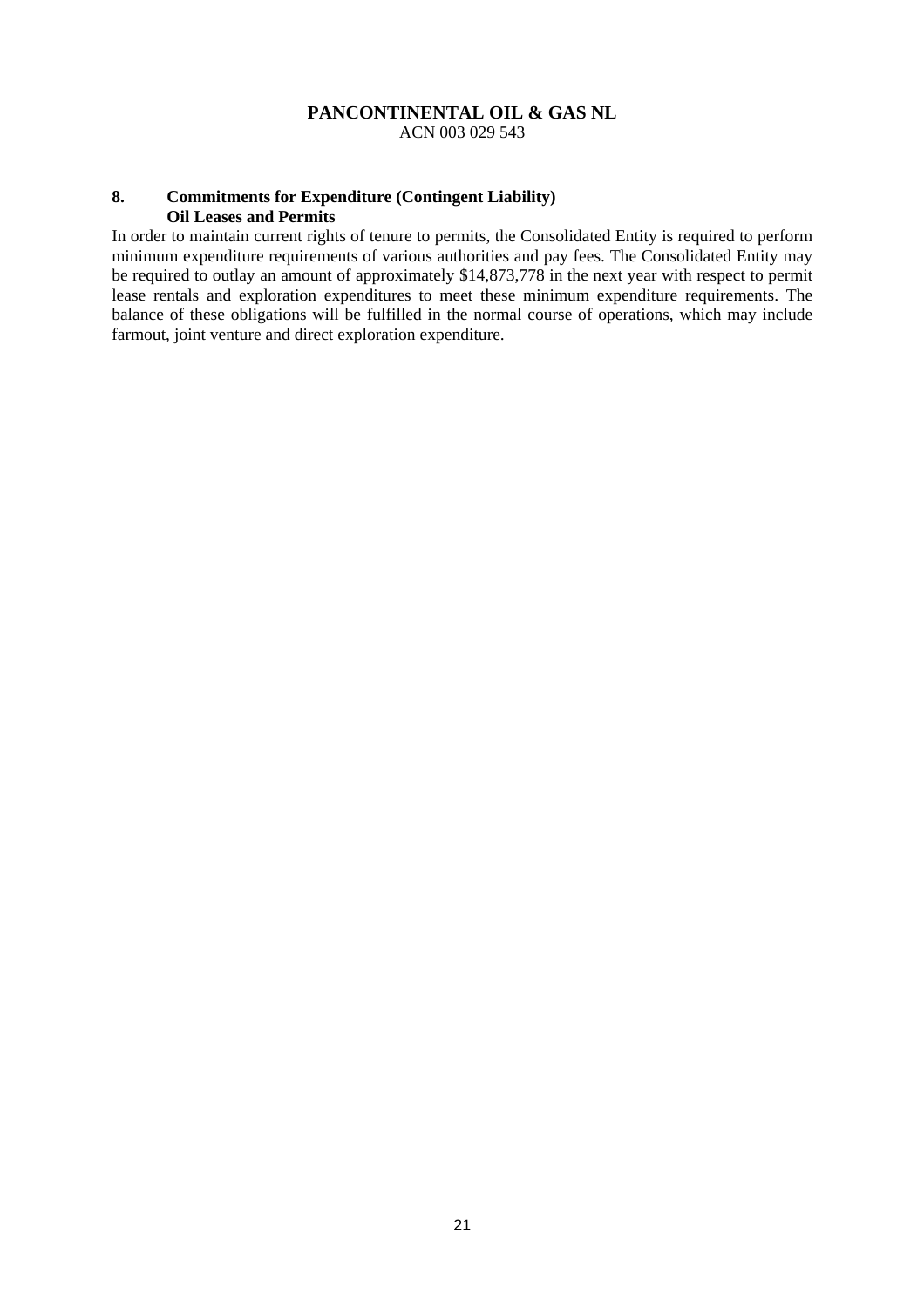**PANCONTINENTAL OIL & GAS NL**
ACN 003 029 543

**8. Commitments for Expenditure (Contingent Liability)**
**Oil Leases and Permits**

In order to maintain current rights of tenure to permits, the Consolidated Entity is required to perform minimum expenditure requirements of various authorities and pay fees. The Consolidated Entity may be required to outlay an amount of approximately $14,873,778 in the next year with respect to permit lease rentals and exploration expenditures to meet these minimum expenditure requirements. The balance of these obligations will be fulfilled in the normal course of operations, which may include farmout, joint venture and direct exploration expenditure.